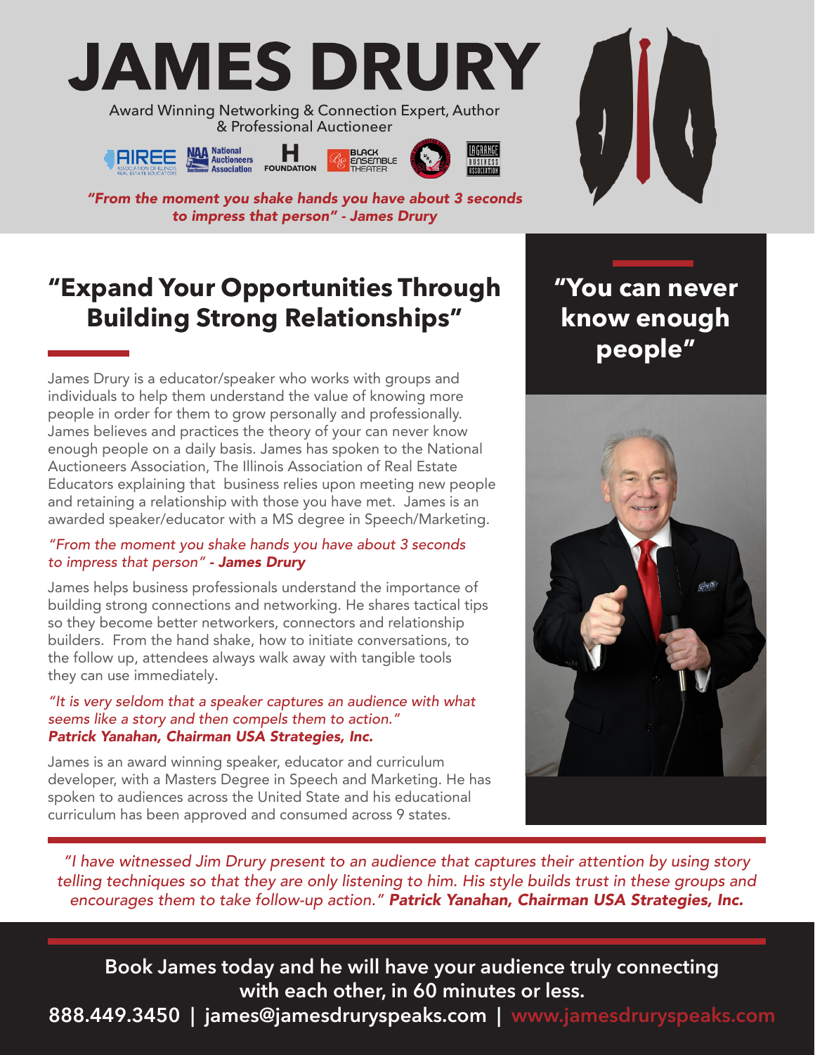# JAMES DRURY

Award Winning Networking & Connection Expert, Author & Professional Auctioneer

*"From the moment you shake hands you have about 3 seconds to impress that person" - James Drury*

## "Expand Your Opportunities Through Building Strong Relationships"

James Drury is a educator/speaker who works with groups and individuals to help them understand the value of knowing more people in order for them to grow personally and professionally. James believes and practices the theory of your can never know enough people on a daily basis. James has spoken to the National Auctioneers Association, The Illinois Association of Real Estate Educators explaining that business relies upon meeting new people and retaining a relationship with those you have met. James is an awarded speaker/educator with a MS degree in Speech/Marketing.

*"From the moment you shake hands you have about 3 seconds to impress that person"* ***- James Drury***

James helps business professionals understand the importance of building strong connections and networking. He shares tactical tips so they become better networkers, connectors and relationship builders. From the hand shake, how to initiate conversations, to the follow up, attendees always walk away with tangible tools they can use immediately.

*"It is very seldom that a speaker captures an audience with what seems like a story and then compels them to action."*
***Patrick Yanahan, Chairman USA Strategies, Inc.***

James is an award winning speaker, educator and curriculum developer, with a Masters Degree in Speech and Marketing. He has spoken to audiences across the United State and his educational curriculum has been approved and consumed across 9 states.

## "You can never know enough people"

*"I have witnessed Jim Drury present to an audience that captures their attention by using story telling techniques so that they are only listening to him. His style builds trust in these groups and encourages them to take follow-up action."* ***Patrick Yanahan, Chairman USA Strategies, Inc.***

**Book James today and he will have your audience truly connecting with each other, in 60 minutes or less.**

**888.449.3450 | james@jamesdruryspeaks.com | www.jamesdruryspeaks.com**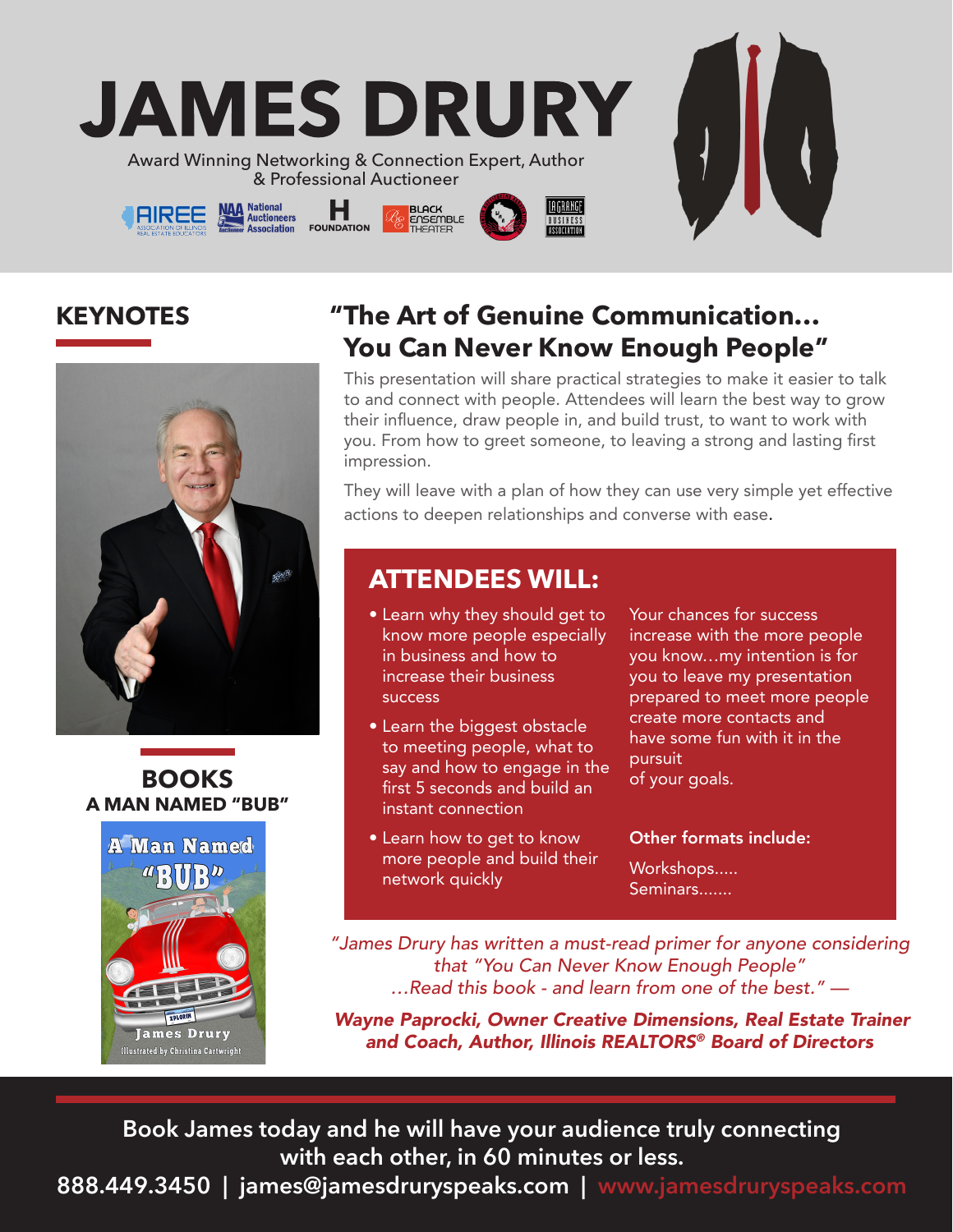# JAMES DRURY

Award Winning Networking & Connection Expert, Author & Professional Auctioneer

## KEYNOTES

## "The Art of Genuine Communication... You Can Never Know Enough People"

This presentation will share practical strategies to make it easier to talk to and connect with people. Attendees will learn the best way to grow their influence, draw people in, and build trust, to want to work with you. From how to greet someone, to leaving a strong and lasting first impression.

They will leave with a plan of how they can use very simple yet effective actions to deepen relationships and converse with ease.

### ATTENDEES WILL:

- Learn why they should get to know more people especially in business and how to increase their business success
- Learn the biggest obstacle to meeting people, what to say and how to engage in the first 5 seconds and build an instant connection
- Learn how to get to know more people and build their network quickly

Your chances for success increase with the more people you know...my intention is for you to leave my presentation prepared to meet more people create more contacts and have some fun with it in the pursuit of your goals.

**Other formats include:**

Workshops.....
Seminars.......

## BOOKS

### A MAN NAMED "BUB"

*"James Drury has written a must-read primer for anyone considering that "You Can Never Know Enough People" ...Read this book - and learn from one of the best." —*

***Wayne Paprocki, Owner Creative Dimensions, Real Estate Trainer and Coach, Author, Illinois REALTORS® Board of Directors***

**Book James today and he will have your audience truly connecting with each other, in 60 minutes or less.**

**888.449.3450 | james@jamesdruryspeaks.com | www.jamesdruryspeaks.com**